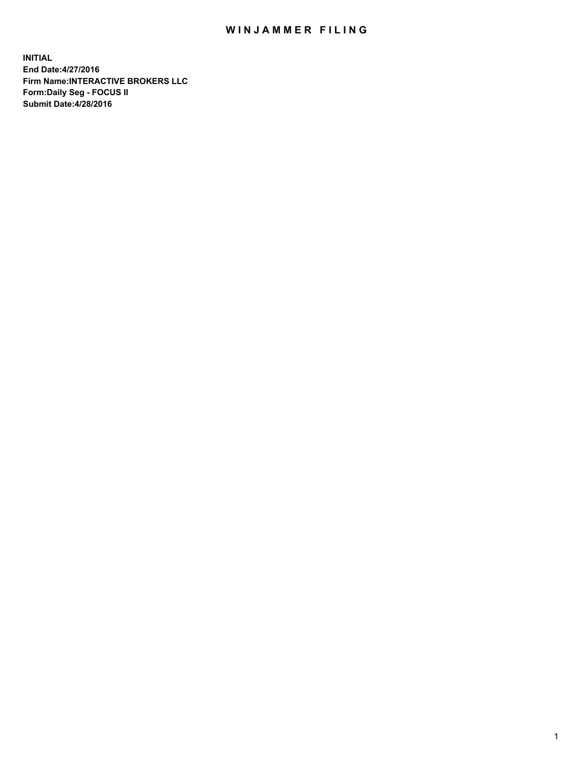# WINJAMMER FILING

**INITIAL**
**End Date:4/27/2016**
**Firm Name:INTERACTIVE BROKERS LLC**
**Form:Daily Seg - FOCUS II**
**Submit Date:4/28/2016**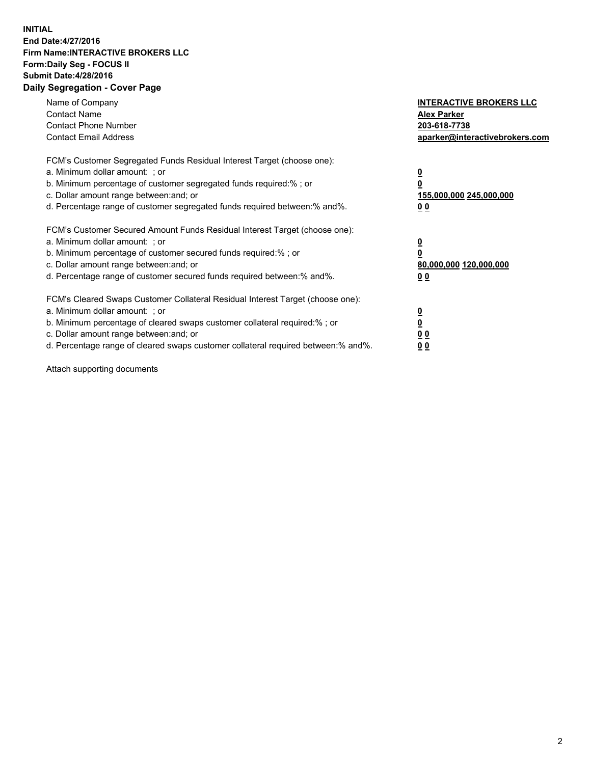**INITIAL**
**End Date:4/27/2016**
**Firm Name:INTERACTIVE BROKERS LLC**
**Form:Daily Seg - FOCUS II**
**Submit Date:4/28/2016**
**Daily Segregation - Cover Page**

| | |
|---|---|
| Name of Company | **INTERACTIVE BROKERS LLC** |
| Contact Name | **Alex Parker** |
| Contact Phone Number | **203-618-7738** |
| Contact Email Address | **aparker@interactivebrokers.com** |

| | |
|---|---|
| FCM's Customer Segregated Funds Residual Interest Target (choose one): | |
| a. Minimum dollar amount: ; or | **0** |
| b. Minimum percentage of customer segregated funds required:% ; or | **0** |
| c. Dollar amount range between:and; or | **155,000,000 245,000,000** |
| d. Percentage range of customer segregated funds required between:% and%. | **0 0** |
| FCM's Customer Secured Amount Funds Residual Interest Target (choose one): | |
| a. Minimum dollar amount: ; or | **0** |
| b. Minimum percentage of customer secured funds required:% ; or | **0** |
| c. Dollar amount range between:and; or | **80,000,000 120,000,000** |
| d. Percentage range of customer secured funds required between:% and%. | **0 0** |
| FCM's Cleared Swaps Customer Collateral Residual Interest Target (choose one): | |
| a. Minimum dollar amount: ; or | **0** |
| b. Minimum percentage of cleared swaps customer collateral required:% ; or | **0** |
| c. Dollar amount range between:and; or | **0 0** |
| d. Percentage range of cleared swaps customer collateral required between:% and%. | **0 0** |

Attach supporting documents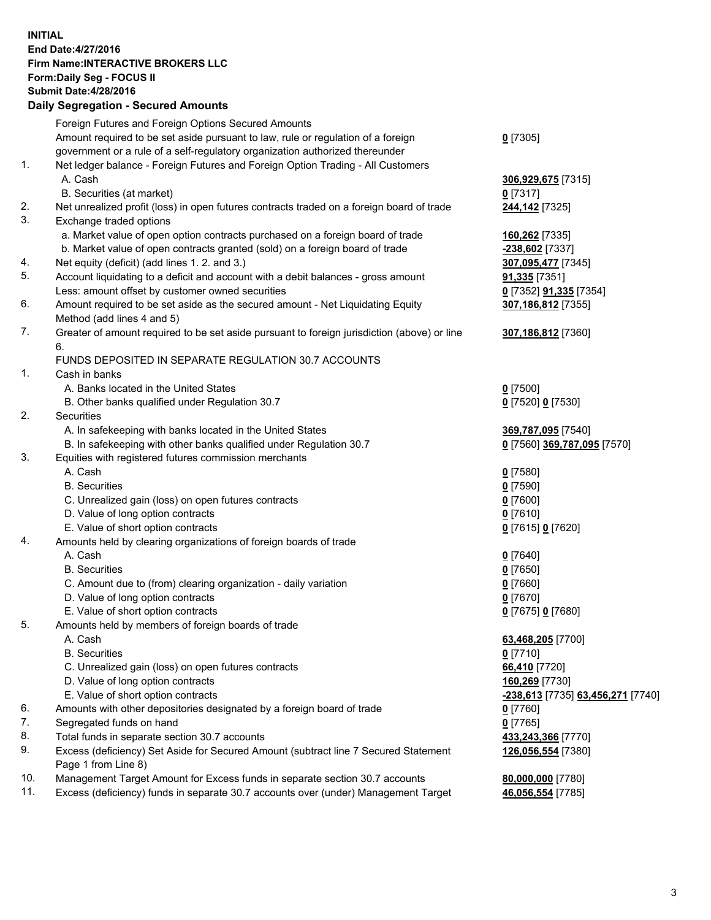**INITIAL**
**End Date:4/27/2016**
**Firm Name:INTERACTIVE BROKERS LLC**
**Form:Daily Seg - FOCUS II**
**Submit Date:4/28/2016**
**Daily Segregation - Secured Amounts**

| | | |
|---|---|---|
| | Foreign Futures and Foreign Options Secured Amounts | |
| | Amount required to be set aside pursuant to law, rule or regulation of a foreign government or a rule of a self-regulatory organization authorized thereunder | **0** [7305] |
| 1. | Net ledger balance - Foreign Futures and Foreign Option Trading - All Customers | |
| | A. Cash | **306,929,675** [7315] |
| | B. Securities (at market) | **0** [7317] |
| 2. | Net unrealized profit (loss) in open futures contracts traded on a foreign board of trade | **244,142** [7325] |
| 3. | Exchange traded options | |
| | a. Market value of open option contracts purchased on a foreign board of trade | **160,262** [7335] |
| | b. Market value of open contracts granted (sold) on a foreign board of trade | **-238,602** [7337] |
| 4. | Net equity (deficit) (add lines 1. 2. and 3.) | **307,095,477** [7345] |
| 5. | Account liquidating to a deficit and account with a debit balances - gross amount | **91,335** [7351] |
| | Less: amount offset by customer owned securities | **0** [7352] **91,335** [7354] |
| 6. | Amount required to be set aside as the secured amount - Net Liquidating Equity Method (add lines 4 and 5) | **307,186,812** [7355] |
| 7. | Greater of amount required to be set aside pursuant to foreign jurisdiction (above) or line 6. | **307,186,812** [7360] |
| | FUNDS DEPOSITED IN SEPARATE REGULATION 30.7 ACCOUNTS | |
| 1. | Cash in banks | |
| | A. Banks located in the United States | **0** [7500] |
| | B. Other banks qualified under Regulation 30.7 | **0** [7520] **0** [7530] |
| 2. | Securities | |
| | A. In safekeeping with banks located in the United States | **369,787,095** [7540] |
| | B. In safekeeping with other banks qualified under Regulation 30.7 | **0** [7560] **369,787,095** [7570] |
| 3. | Equities with registered futures commission merchants | |
| | A. Cash | **0** [7580] |
| | B. Securities | **0** [7590] |
| | C. Unrealized gain (loss) on open futures contracts | **0** [7600] |
| | D. Value of long option contracts | **0** [7610] |
| | E. Value of short option contracts | **0** [7615] **0** [7620] |
| 4. | Amounts held by clearing organizations of foreign boards of trade | |
| | A. Cash | **0** [7640] |
| | B. Securities | **0** [7650] |
| | C. Amount due to (from) clearing organization - daily variation | **0** [7660] |
| | D. Value of long option contracts | **0** [7670] |
| | E. Value of short option contracts | **0** [7675] **0** [7680] |
| 5. | Amounts held by members of foreign boards of trade | |
| | A. Cash | **63,468,205** [7700] |
| | B. Securities | **0** [7710] |
| | C. Unrealized gain (loss) on open futures contracts | **66,410** [7720] |
| | D. Value of long option contracts | **160,269** [7730] |
| | E. Value of short option contracts | **-238,613** [7735] **63,456,271** [7740] |
| 6. | Amounts with other depositories designated by a foreign board of trade | **0** [7760] |
| 7. | Segregated funds on hand | **0** [7765] |
| 8. | Total funds in separate section 30.7 accounts | **433,243,366** [7770] |
| 9. | Excess (deficiency) Set Aside for Secured Amount (subtract line 7 Secured Statement Page 1 from Line 8) | **126,056,554** [7380] |
| 10. | Management Target Amount for Excess funds in separate section 30.7 accounts | **80,000,000** [7780] |
| 11. | Excess (deficiency) funds in separate 30.7 accounts over (under) Management Target | **46,056,554** [7785] |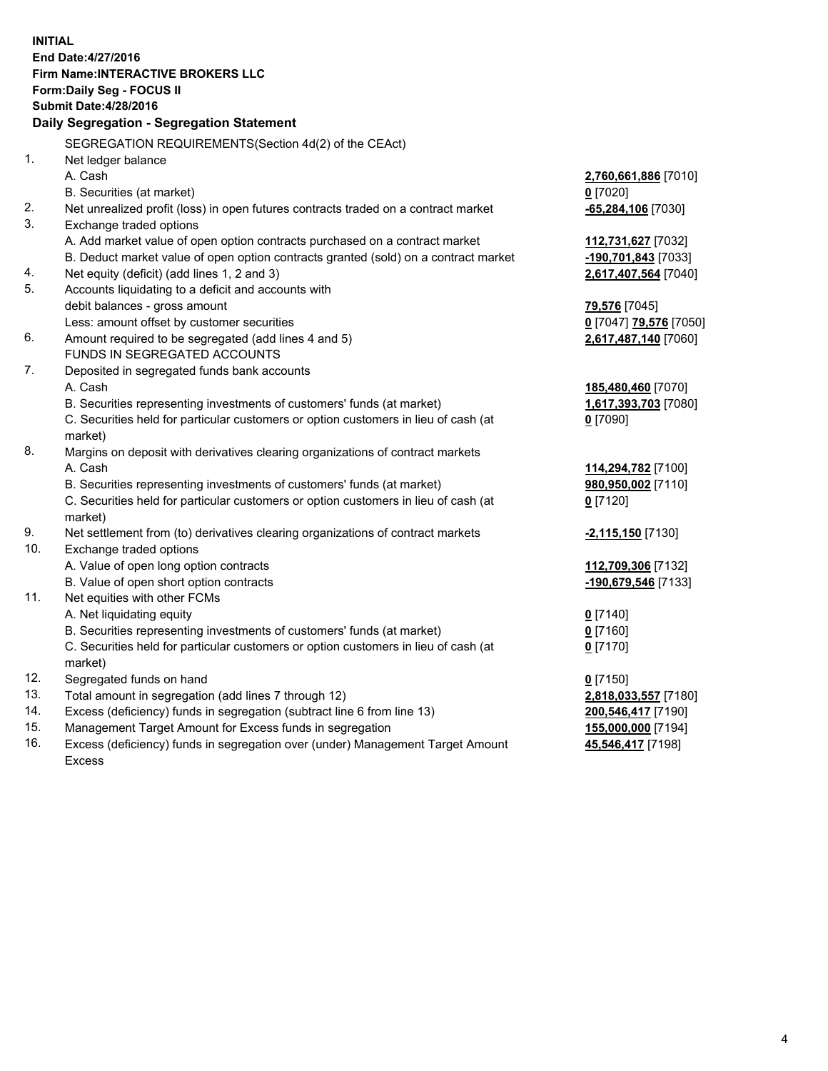**INITIAL**
**End Date:4/27/2016**
**Firm Name:INTERACTIVE BROKERS LLC**
**Form:Daily Seg - FOCUS II**
**Submit Date:4/28/2016**

## Daily Segregation - Segregation Statement

| | | |
|---|---|---|
| | SEGREGATION REQUIREMENTS(Section 4d(2) of the CEAct) | |
| 1. | Net ledger balance | |
| | A. Cash | **2,760,661,886** [7010] |
| | B. Securities (at market) | **0** [7020] |
| 2. | Net unrealized profit (loss) in open futures contracts traded on a contract market | **-65,284,106** [7030] |
| 3. | Exchange traded options | |
| | A. Add market value of open option contracts purchased on a contract market | **112,731,627** [7032] |
| | B. Deduct market value of open option contracts granted (sold) on a contract market | **-190,701,843** [7033] |
| 4. | Net equity (deficit) (add lines 1, 2 and 3) | **2,617,407,564** [7040] |
| 5. | Accounts liquidating to a deficit and accounts with debit balances - gross amount | **79,576** [7045] |
| | Less: amount offset by customer securities | **0** [7047] **79,576** [7050] |
| 6. | Amount required to be segregated (add lines 4 and 5) | **2,617,487,140** [7060] |
| | FUNDS IN SEGREGATED ACCOUNTS | |
| 7. | Deposited in segregated funds bank accounts | |
| | A. Cash | **185,480,460** [7070] |
| | B. Securities representing investments of customers' funds (at market) | **1,617,393,703** [7080] |
| | C. Securities held for particular customers or option customers in lieu of cash (at market) | **0** [7090] |
| 8. | Margins on deposit with derivatives clearing organizations of contract markets | |
| | A. Cash | **114,294,782** [7100] |
| | B. Securities representing investments of customers' funds (at market) | **980,950,002** [7110] |
| | C. Securities held for particular customers or option customers in lieu of cash (at market) | **0** [7120] |
| 9. | Net settlement from (to) derivatives clearing organizations of contract markets | **-2,115,150** [7130] |
| 10. | Exchange traded options | |
| | A. Value of open long option contracts | **112,709,306** [7132] |
| | B. Value of open short option contracts | **-190,679,546** [7133] |
| 11. | Net equities with other FCMs | |
| | A. Net liquidating equity | **0** [7140] |
| | B. Securities representing investments of customers' funds (at market) | **0** [7160] |
| | C. Securities held for particular customers or option customers in lieu of cash (at market) | **0** [7170] |
| 12. | Segregated funds on hand | **0** [7150] |
| 13. | Total amount in segregation (add lines 7 through 12) | **2,818,033,557** [7180] |
| 14. | Excess (deficiency) funds in segregation (subtract line 6 from line 13) | **200,546,417** [7190] |
| 15. | Management Target Amount for Excess funds in segregation | **155,000,000** [7194] |
| 16. | Excess (deficiency) funds in segregation over (under) Management Target Amount Excess | **45,546,417** [7198] |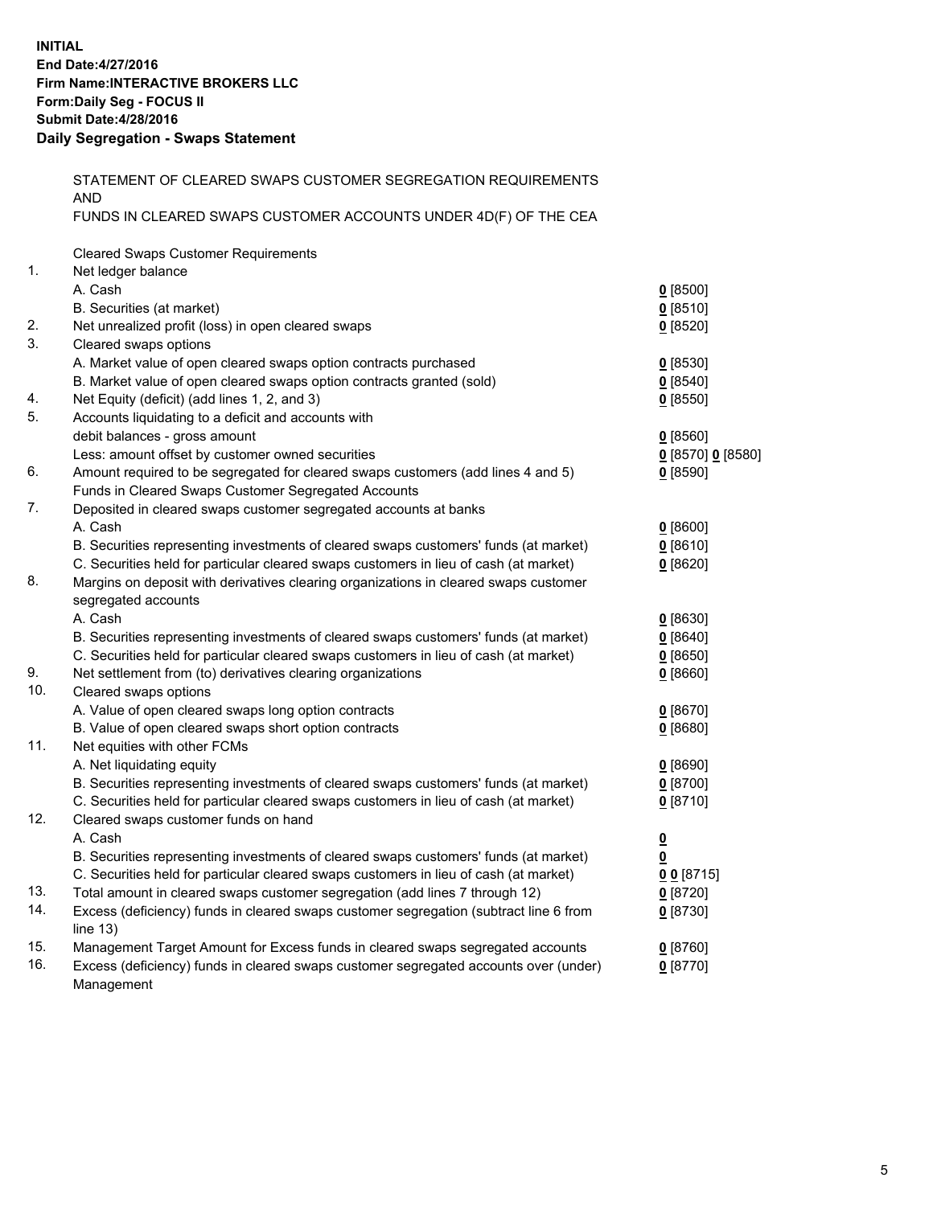**INITIAL**
**End Date:4/27/2016**
**Firm Name:INTERACTIVE BROKERS LLC**
**Form:Daily Seg - FOCUS II**
**Submit Date:4/28/2016**
**Daily Segregation - Swaps Statement**

STATEMENT OF CLEARED SWAPS CUSTOMER SEGREGATION REQUIREMENTS AND FUNDS IN CLEARED SWAPS CUSTOMER ACCOUNTS UNDER 4D(F) OF THE CEA

| | | |
|---|---|---|
| | Cleared Swaps Customer Requirements | |
| 1. | Net ledger balance | |
| | A. Cash | 0 [8500] |
| | B. Securities (at market) | 0 [8510] |
| 2. | Net unrealized profit (loss) in open cleared swaps | 0 [8520] |
| 3. | Cleared swaps options | |
| | A. Market value of open cleared swaps option contracts purchased | 0 [8530] |
| | B. Market value of open cleared swaps option contracts granted (sold) | 0 [8540] |
| 4. | Net Equity (deficit) (add lines 1, 2, and 3) | 0 [8550] |
| 5. | Accounts liquidating to a deficit and accounts with debit balances - gross amount | 0 [8560] |
| | Less: amount offset by customer owned securities | 0 [8570] 0 [8580] |
| 6. | Amount required to be segregated for cleared swaps customers (add lines 4 and 5) | 0 [8590] |
| | Funds in Cleared Swaps Customer Segregated Accounts | |
| 7. | Deposited in cleared swaps customer segregated accounts at banks | |
| | A. Cash | 0 [8600] |
| | B. Securities representing investments of cleared swaps customers' funds (at market) | 0 [8610] |
| | C. Securities held for particular cleared swaps customers in lieu of cash (at market) | 0 [8620] |
| 8. | Margins on deposit with derivatives clearing organizations in cleared swaps customer segregated accounts | |
| | A. Cash | 0 [8630] |
| | B. Securities representing investments of cleared swaps customers' funds (at market) | 0 [8640] |
| | C. Securities held for particular cleared swaps customers in lieu of cash (at market) | 0 [8650] |
| 9. | Net settlement from (to) derivatives clearing organizations | 0 [8660] |
| 10. | Cleared swaps options | |
| | A. Value of open cleared swaps long option contracts | 0 [8670] |
| | B. Value of open cleared swaps short option contracts | 0 [8680] |
| 11. | Net equities with other FCMs | |
| | A. Net liquidating equity | 0 [8690] |
| | B. Securities representing investments of cleared swaps customers' funds (at market) | 0 [8700] |
| | C. Securities held for particular cleared swaps customers in lieu of cash (at market) | 0 [8710] |
| 12. | Cleared swaps customer funds on hand | |
| | A. Cash | 0 |
| | B. Securities representing investments of cleared swaps customers' funds (at market) | 0 |
| | C. Securities held for particular cleared swaps customers in lieu of cash (at market) | 0 0 [8715] |
| 13. | Total amount in cleared swaps customer segregation (add lines 7 through 12) | 0 [8720] |
| 14. | Excess (deficiency) funds in cleared swaps customer segregation (subtract line 6 from line 13) | 0 [8730] |
| 15. | Management Target Amount for Excess funds in cleared swaps segregated accounts | 0 [8760] |
| 16. | Excess (deficiency) funds in cleared swaps customer segregated accounts over (under) Management | 0 [8770] |